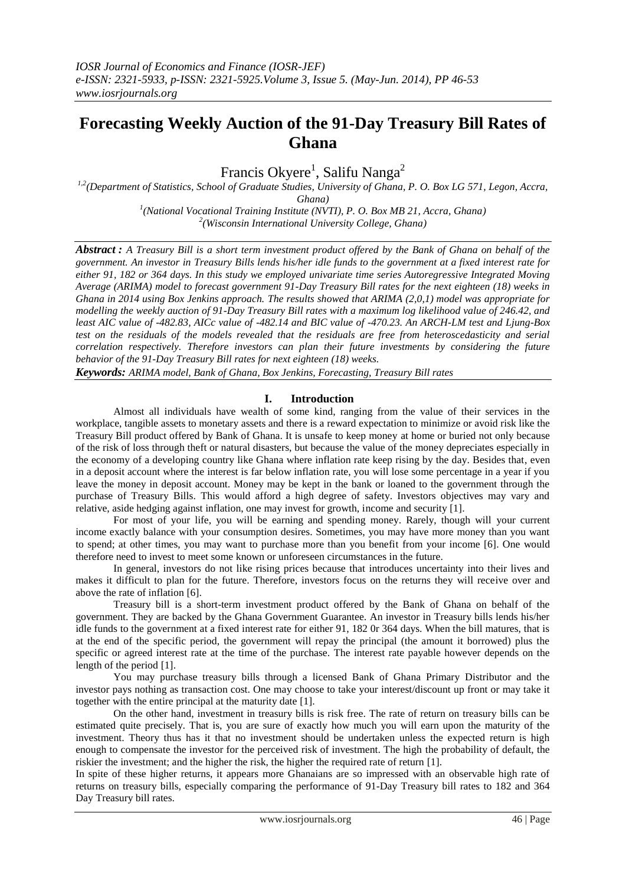# Forecasting Weekly Auction of the 91-Day Treasury Bill Rates of Ghana

Francis Okyere[1], Salifu Nanga[2]

[1,2](Department of Statistics, School of Graduate Studies, University of Ghana, P. O. Box LG 571, Legon, Accra, Ghana)
[1](National Vocational Training Institute (NVTI), P. O. Box MB 21, Accra, Ghana)
[2](Wisconsin International University College, Ghana)

***Abstract :*** *A Treasury Bill is a short term investment product offered by the Bank of Ghana on behalf of the government. An investor in Treasury Bills lends his/her idle funds to the government at a fixed interest rate for either 91, 182 or 364 days. In this study we employed univariate time series Autoregressive Integrated Moving Average (ARIMA) model to forecast government 91-Day Treasury Bill rates for the next eighteen (18) weeks in Ghana in 2014 using Box Jenkins approach. The results showed that ARIMA (2,0,1) model was appropriate for modelling the weekly auction of 91-Day Treasury Bill rates with a maximum log likelihood value of 246.42, and least AIC value of -482.83, AICc value of -482.14 and BIC value of -470.23. An ARCH-LM test and Ljung-Box test on the residuals of the models revealed that the residuals are free from heteroscedasticity and serial correlation respectively. Therefore investors can plan their future investments by considering the future behavior of the 91-Day Treasury Bill rates for next eighteen (18) weeks.*

***Keywords:*** *ARIMA model, Bank of Ghana, Box Jenkins, Forecasting, Treasury Bill rates*

## I. Introduction

Almost all individuals have wealth of some kind, ranging from the value of their services in the workplace, tangible assets to monetary assets and there is a reward expectation to minimize or avoid risk like the Treasury Bill product offered by Bank of Ghana. It is unsafe to keep money at home or buried not only because of the risk of loss through theft or natural disasters, but because the value of the money depreciates especially in the economy of a developing country like Ghana where inflation rate keep rising by the day. Besides that, even in a deposit account where the interest is far below inflation rate, you will lose some percentage in a year if you leave the money in deposit account. Money may be kept in the bank or loaned to the government through the purchase of Treasury Bills. This would afford a high degree of safety. Investors objectives may vary and relative, aside hedging against inflation, one may invest for growth, income and security [1].

For most of your life, you will be earning and spending money. Rarely, though will your current income exactly balance with your consumption desires. Sometimes, you may have more money than you want to spend; at other times, you may want to purchase more than you benefit from your income [6]. One would therefore need to invest to meet some known or unforeseen circumstances in the future.

In general, investors do not like rising prices because that introduces uncertainty into their lives and makes it difficult to plan for the future. Therefore, investors focus on the returns they will receive over and above the rate of inflation [6].

Treasury bill is a short-term investment product offered by the Bank of Ghana on behalf of the government. They are backed by the Ghana Government Guarantee. An investor in Treasury bills lends his/her idle funds to the government at a fixed interest rate for either 91, 182 0r 364 days. When the bill matures, that is at the end of the specific period, the government will repay the principal (the amount it borrowed) plus the specific or agreed interest rate at the time of the purchase. The interest rate payable however depends on the length of the period [1].

You may purchase treasury bills through a licensed Bank of Ghana Primary Distributor and the investor pays nothing as transaction cost. One may choose to take your interest/discount up front or may take it together with the entire principal at the maturity date [1].

On the other hand, investment in treasury bills is risk free. The rate of return on treasury bills can be estimated quite precisely. That is, you are sure of exactly how much you will earn upon the maturity of the investment. Theory thus has it that no investment should be undertaken unless the expected return is high enough to compensate the investor for the perceived risk of investment. The high the probability of default, the riskier the investment; and the higher the risk, the higher the required rate of return [1].

In spite of these higher returns, it appears more Ghanaians are so impressed with an observable high rate of returns on treasury bills, especially comparing the performance of 91-Day Treasury bill rates to 182 and 364 Day Treasury bill rates.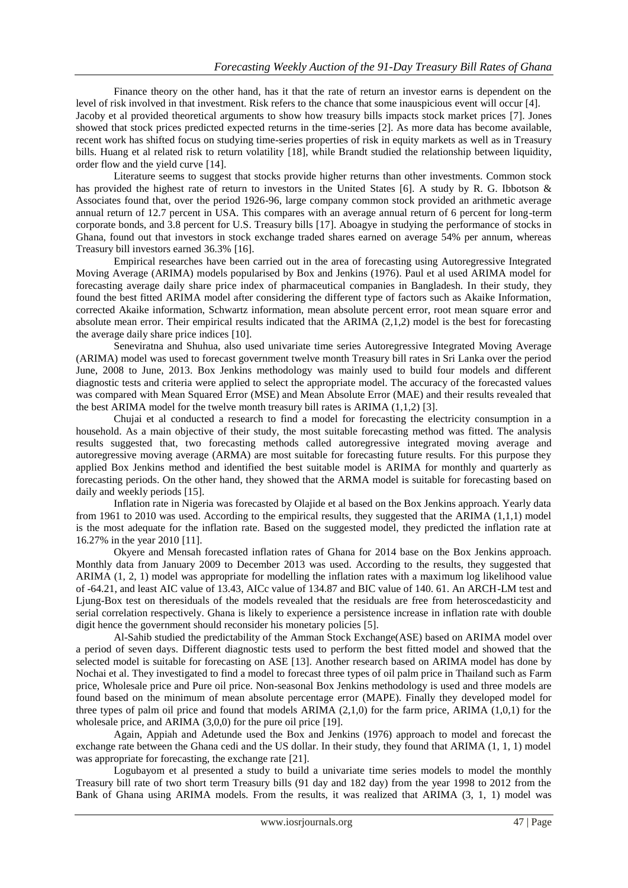Finance theory on the other hand, has it that the rate of return an investor earns is dependent on the level of risk involved in that investment. Risk refers to the chance that some inauspicious event will occur [4]. Jacoby et al provided theoretical arguments to show how treasury bills impacts stock market prices [7]. Jones showed that stock prices predicted expected returns in the time-series [2]. As more data has become available, recent work has shifted focus on studying time-series properties of risk in equity markets as well as in Treasury bills. Huang et al related risk to return volatility [18], while Brandt studied the relationship between liquidity, order flow and the yield curve [14].

Literature seems to suggest that stocks provide higher returns than other investments. Common stock has provided the highest rate of return to investors in the United States [6]. A study by R. G. Ibbotson & Associates found that, over the period 1926-96, large company common stock provided an arithmetic average annual return of 12.7 percent in USA. This compares with an average annual return of 6 percent for long-term corporate bonds, and 3.8 percent for U.S. Treasury bills [17]. Aboagye in studying the performance of stocks in Ghana, found out that investors in stock exchange traded shares earned on average 54% per annum, whereas Treasury bill investors earned 36.3% [16].

Empirical researches have been carried out in the area of forecasting using Autoregressive Integrated Moving Average (ARIMA) models popularised by Box and Jenkins (1976). Paul et al used ARIMA model for forecasting average daily share price index of pharmaceutical companies in Bangladesh. In their study, they found the best fitted ARIMA model after considering the different type of factors such as Akaike Information, corrected Akaike information, Schwartz information, mean absolute percent error, root mean square error and absolute mean error. Their empirical results indicated that the ARIMA (2,1,2) model is the best for forecasting the average daily share price indices [10].

Seneviratna and Shuhua, also used univariate time series Autoregressive Integrated Moving Average (ARIMA) model was used to forecast government twelve month Treasury bill rates in Sri Lanka over the period June, 2008 to June, 2013. Box Jenkins methodology was mainly used to build four models and different diagnostic tests and criteria were applied to select the appropriate model. The accuracy of the forecasted values was compared with Mean Squared Error (MSE) and Mean Absolute Error (MAE) and their results revealed that the best ARIMA model for the twelve month treasury bill rates is ARIMA (1,1,2) [3].

Chujai et al conducted a research to find a model for forecasting the electricity consumption in a household. As a main objective of their study, the most suitable forecasting method was fitted. The analysis results suggested that, two forecasting methods called autoregressive integrated moving average and autoregressive moving average (ARMA) are most suitable for forecasting future results. For this purpose they applied Box Jenkins method and identified the best suitable model is ARIMA for monthly and quarterly as forecasting periods. On the other hand, they showed that the ARMA model is suitable for forecasting based on daily and weekly periods [15].

Inflation rate in Nigeria was forecasted by Olajide et al based on the Box Jenkins approach. Yearly data from 1961 to 2010 was used. According to the empirical results, they suggested that the ARIMA (1,1,1) model is the most adequate for the inflation rate. Based on the suggested model, they predicted the inflation rate at 16.27% in the year 2010 [11].

Okyere and Mensah forecasted inflation rates of Ghana for 2014 base on the Box Jenkins approach. Monthly data from January 2009 to December 2013 was used. According to the results, they suggested that ARIMA (1, 2, 1) model was appropriate for modelling the inflation rates with a maximum log likelihood value of -64.21, and least AIC value of 13.43, AICc value of 134.87 and BIC value of 140. 61. An ARCH-LM test and Ljung-Box test on theresiduals of the models revealed that the residuals are free from heteroscedasticity and serial correlation respectively. Ghana is likely to experience a persistence increase in inflation rate with double digit hence the government should reconsider his monetary policies [5].

Al-Sahib studied the predictability of the Amman Stock Exchange(ASE) based on ARIMA model over a period of seven days. Different diagnostic tests used to perform the best fitted model and showed that the selected model is suitable for forecasting on ASE [13]. Another research based on ARIMA model has done by Nochai et al. They investigated to find a model to forecast three types of oil palm price in Thailand such as Farm price, Wholesale price and Pure oil price. Non-seasonal Box Jenkins methodology is used and three models are found based on the minimum of mean absolute percentage error (MAPE). Finally they developed model for three types of palm oil price and found that models ARIMA (2,1,0) for the farm price, ARIMA (1,0,1) for the wholesale price, and ARIMA (3,0,0) for the pure oil price [19].

Again, Appiah and Adetunde used the Box and Jenkins (1976) approach to model and forecast the exchange rate between the Ghana cedi and the US dollar. In their study, they found that ARIMA (1, 1, 1) model was appropriate for forecasting, the exchange rate [21].

Logubayom et al presented a study to build a univariate time series models to model the monthly Treasury bill rate of two short term Treasury bills (91 day and 182 day) from the year 1998 to 2012 from the Bank of Ghana using ARIMA models. From the results, it was realized that ARIMA (3, 1, 1) model was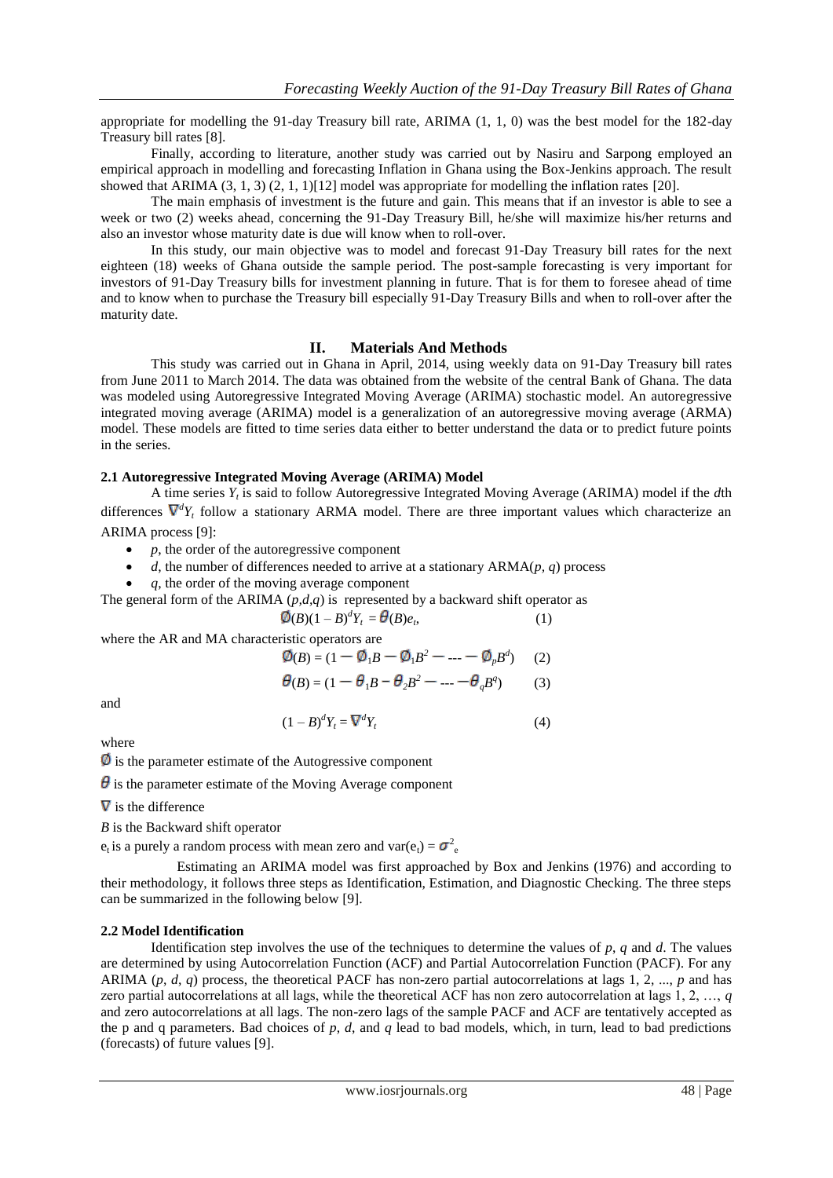appropriate for modelling the 91-day Treasury bill rate, ARIMA (1, 1, 0) was the best model for the 182-day Treasury bill rates [8].

Finally, according to literature, another study was carried out by Nasiru and Sarpong employed an empirical approach in modelling and forecasting Inflation in Ghana using the Box-Jenkins approach. The result showed that ARIMA (3, 1, 3) (2, 1, 1)[12] model was appropriate for modelling the inflation rates [20].

The main emphasis of investment is the future and gain. This means that if an investor is able to see a week or two (2) weeks ahead, concerning the 91-Day Treasury Bill, he/she will maximize his/her returns and also an investor whose maturity date is due will know when to roll-over.

In this study, our main objective was to model and forecast 91-Day Treasury bill rates for the next eighteen (18) weeks of Ghana outside the sample period. The post-sample forecasting is very important for investors of 91-Day Treasury bills for investment planning in future. That is for them to foresee ahead of time and to know when to purchase the Treasury bill especially 91-Day Treasury Bills and when to roll-over after the maturity date.

## II. Materials And Methods

This study was carried out in Ghana in April, 2014, using weekly data on 91-Day Treasury bill rates from June 2011 to March 2014. The data was obtained from the website of the central Bank of Ghana. The data was modeled using Autoregressive Integrated Moving Average (ARIMA) stochastic model. An autoregressive integrated moving average (ARIMA) model is a generalization of an autoregressive moving average (ARMA) model. These models are fitted to time series data either to better understand the data or to predict future points in the series.

### 2.1 Autoregressive Integrated Moving Average (ARIMA) Model

A time series $Y_t$ is said to follow Autoregressive Integrated Moving Average (ARIMA) model if the $d$th differences $\nabla^d Y_t$ follow a stationary ARMA model. There are three important values which characterize an ARIMA process [9]:

- $p$, the order of the autoregressive component
- $d$, the number of differences needed to arrive at a stationary ARMA($p$, $q$) process
- $q$, the order of the moving average component

The general form of the ARIMA ($p,d,q$) is represented by a backward shift operator as

$$\emptyset(B)(1-B)^d Y_t = \theta(B)e_t, \qquad (1)$$

where the AR and MA characteristic operators are

$$\emptyset(B) = (1 - \emptyset_1 B - \emptyset_1 B^2 - \cdots - \emptyset_p B^d) \qquad (2)$$

$$\theta(B) = (1 - \theta_1 B - \theta_2 B^2 - \cdots - \theta_q B^q) \qquad (3)$$

and

$$(1-B)^d Y_t = \nabla^d Y_t \qquad (4)$$

where

$\emptyset$ is the parameter estimate of the Autogressive component

$\theta$ is the parameter estimate of the Moving Average component

$\nabla$ is the difference

$B$ is the Backward shift operator

$e_t$ is a purely a random process with mean zero and var($e_t$) = $\sigma^2_e$

Estimating an ARIMA model was first approached by Box and Jenkins (1976) and according to their methodology, it follows three steps as Identification, Estimation, and Diagnostic Checking. The three steps can be summarized in the following below [9].

### 2.2 Model Identification

Identification step involves the use of the techniques to determine the values of $p$, $q$ and $d$. The values are determined by using Autocorrelation Function (ACF) and Partial Autocorrelation Function (PACF). For any ARIMA ($p$, $d$, $q$) process, the theoretical PACF has non-zero partial autocorrelations at lags 1, 2, ..., $p$ and has zero partial autocorrelations at all lags, while the theoretical ACF has non zero autocorrelation at lags 1, 2, …, $q$ and zero autocorrelations at all lags. The non-zero lags of the sample PACF and ACF are tentatively accepted as the p and q parameters. Bad choices of $p$, $d$, and $q$ lead to bad models, which, in turn, lead to bad predictions (forecasts) of future values [9].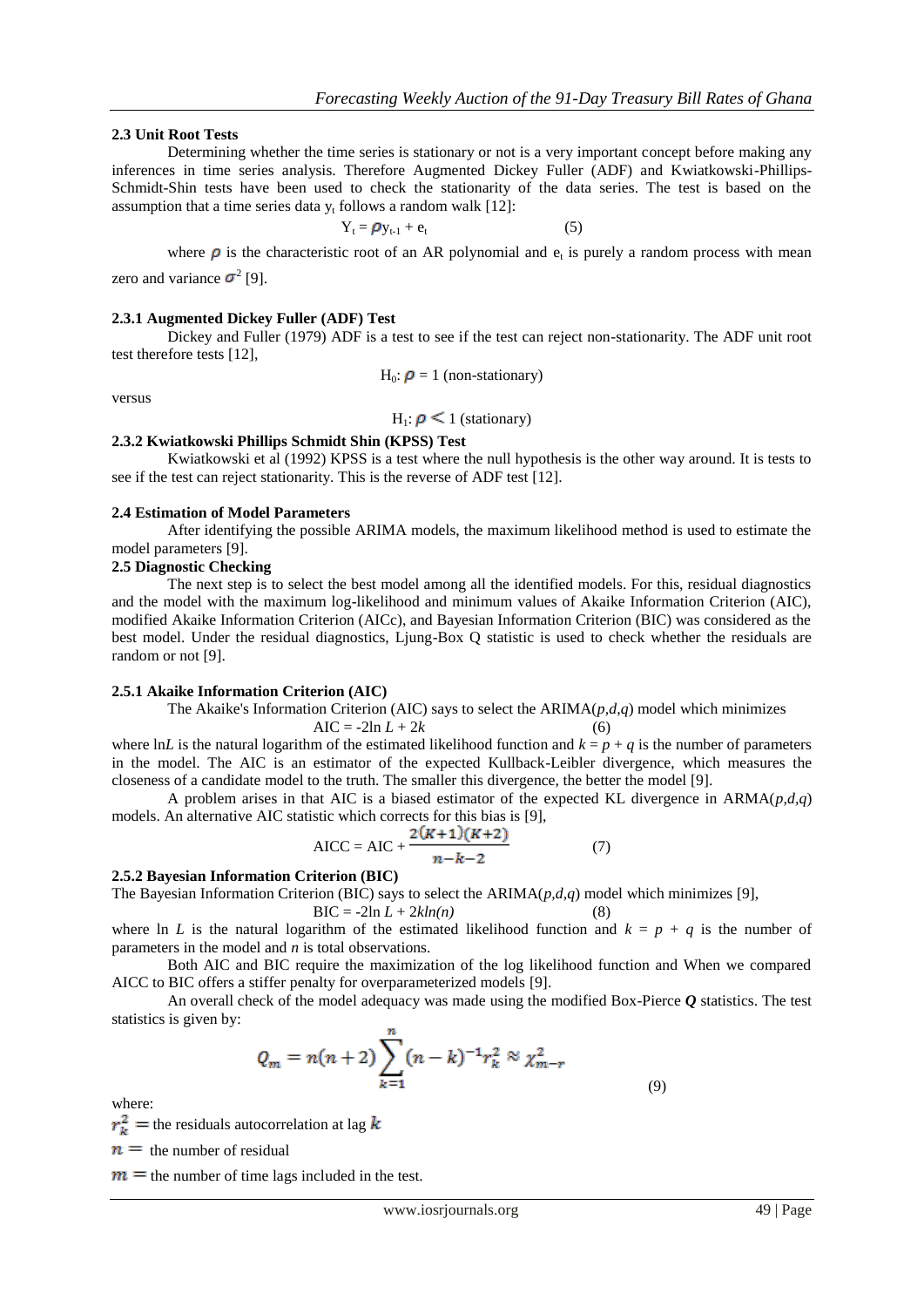### 2.3 Unit Root Tests

Determining whether the time series is stationary or not is a very important concept before making any inferences in time series analysis. Therefore Augmented Dickey Fuller (ADF) and Kwiatkowski-Phillips-Schmidt-Shin tests have been used to check the stationarity of the data series. The test is based on the assumption that a time series data $y_t$ follows a random walk [12]:

$$Y_t = \rho y_{t-1} + e_t \quad (5)$$

where $\rho$ is the characteristic root of an AR polynomial and $e_t$ is purely a random process with mean zero and variance $\sigma^2$ [9].

#### 2.3.1 Augmented Dickey Fuller (ADF) Test

Dickey and Fuller (1979) ADF is a test to see if the test can reject non-stationarity. The ADF unit root test therefore tests [12],

$$H_0: \rho = 1 \text{ (non-stationary)}$$

versus

$$H_1: \rho < 1 \text{ (stationary)}$$

#### 2.3.2 Kwiatkowski Phillips Schmidt Shin (KPSS) Test

Kwiatkowski et al (1992) KPSS is a test where the null hypothesis is the other way around. It is tests to see if the test can reject stationarity. This is the reverse of ADF test [12].

### 2.4 Estimation of Model Parameters

After identifying the possible ARIMA models, the maximum likelihood method is used to estimate the model parameters [9].

### 2.5 Diagnostic Checking

The next step is to select the best model among all the identified models. For this, residual diagnostics and the model with the maximum log-likelihood and minimum values of Akaike Information Criterion (AIC), modified Akaike Information Criterion (AICc), and Bayesian Information Criterion (BIC) was considered as the best model. Under the residual diagnostics, Ljung-Box Q statistic is used to check whether the residuals are random or not [9].

#### 2.5.1 Akaike Information Criterion (AIC)

The Akaike's Information Criterion (AIC) says to select the ARIMA($p,d,q$) model which minimizes

$$\text{AIC} = -2\ln L + 2k \quad (6)$$

where $\ln L$ is the natural logarithm of the estimated likelihood function and $k = p + q$ is the number of parameters in the model. The AIC is an estimator of the expected Kullback-Leibler divergence, which measures the closeness of a candidate model to the truth. The smaller this divergence, the better the model [9].

A problem arises in that AIC is a biased estimator of the expected KL divergence in ARMA($p,d,q$) models. An alternative AIC statistic which corrects for this bias is [9],

$$\text{AICC} = \text{AIC} + \frac{2(K+1)(K+2)}{n-k-2} \quad (7)$$

#### 2.5.2 Bayesian Information Criterion (BIC)

The Bayesian Information Criterion (BIC) says to select the ARIMA($p,d,q$) model which minimizes [9],

$$\text{BIC} = -2\ln L + 2k\ln(n) \quad (8)$$

where $\ln L$ is the natural logarithm of the estimated likelihood function and $k = p + q$ is the number of parameters in the model and $n$ is total observations.

Both AIC and BIC require the maximization of the log likelihood function and When we compared AICC to BIC offers a stiffer penalty for overparameterized models [9].

An overall check of the model adequacy was made using the modified Box-Pierce $\boldsymbol{Q}$ statistics. The test statistics is given by:

$$Q_m = n(n+2)\sum_{k=1}^{n}(n-k)^{-1}r_k^2 \approx \chi^2_{m-r} \quad (9)$$

where:

$r_k^2 =$ the residuals autocorrelation at lag $k$

$n =$ the number of residual

$m =$ the number of time lags included in the test.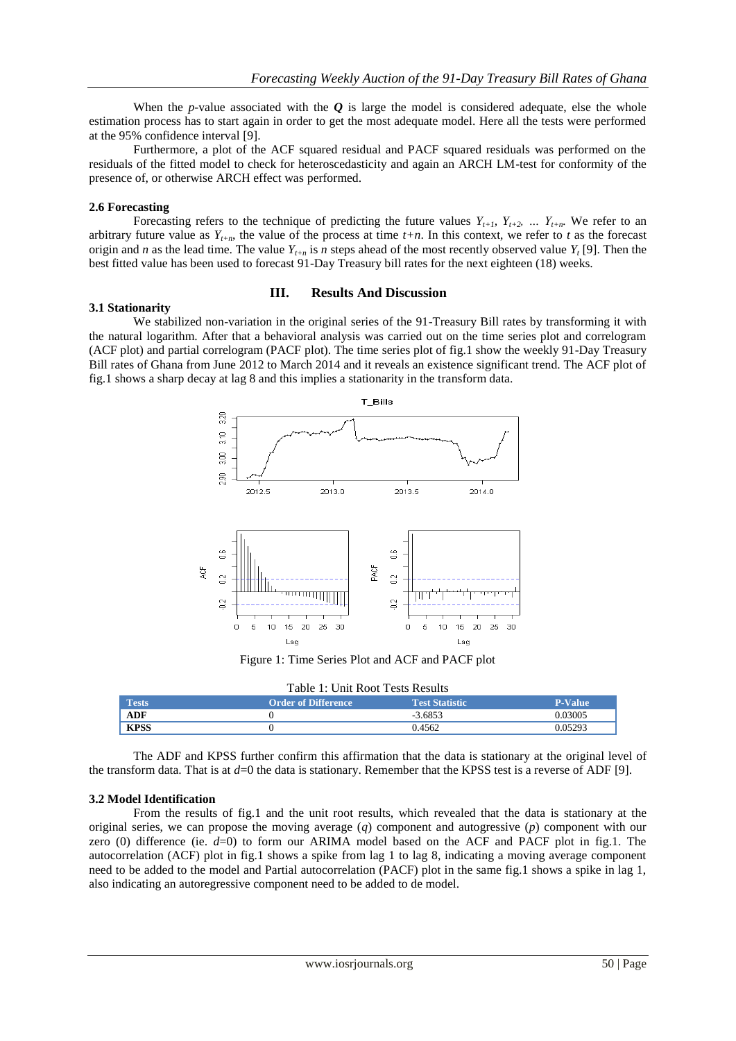When the *p*-value associated with the $\boldsymbol{Q}$ is large the model is considered adequate, else the whole estimation process has to start again in order to get the most adequate model. Here all the tests were performed at the 95% confidence interval [9].

Furthermore, a plot of the ACF squared residual and PACF squared residuals was performed on the residuals of the fitted model to check for heteroscedasticity and again an ARCH LM-test for conformity of the presence of, or otherwise ARCH effect was performed.

### 2.6 Forecasting

Forecasting refers to the technique of predicting the future values $Y_{t+1}$, $Y_{t+2}$, ... $Y_{t+n}$. We refer to an arbitrary future value as $Y_{t+n}$, the value of the process at time $t+n$. In this context, we refer to $t$ as the forecast origin and $n$ as the lead time. The value $Y_{t+n}$ is $n$ steps ahead of the most recently observed value $Y_t$ [9]. Then the best fitted value has been used to forecast 91-Day Treasury bill rates for the next eighteen (18) weeks.

## III. Results And Discussion

### 3.1 Stationarity

We stabilized non-variation in the original series of the 91-Treasury Bill rates by transforming it with the natural logarithm. After that a behavioral analysis was carried out on the time series plot and correlogram (ACF plot) and partial correlogram (PACF plot). The time series plot of fig.1 show the weekly 91-Day Treasury Bill rates of Ghana from June 2012 to March 2014 and it reveals an existence significant trend. The ACF plot of fig.1 shows a sharp decay at lag 8 and this implies a stationarity in the transform data.

Figure 1: Time Series Plot and ACF and PACF plot

Table 1: Unit Root Tests Results

| Tests | Order of Difference | Test Statistic | P-Value |
|---|---|---|---|
| ADF | 0 | -3.6853 | 0.03005 |
| KPSS | 0 | 0.4562 | 0.05293 |

The ADF and KPSS further confirm this affirmation that the data is stationary at the original level of the transform data. That is at $d$=0 the data is stationary. Remember that the KPSS test is a reverse of ADF [9].

### 3.2 Model Identification

From the results of fig.1 and the unit root results, which revealed that the data is stationary at the original series, we can propose the moving average ($q$) component and autogressive ($p$) component with our zero (0) difference (ie. $d$=0) to form our ARIMA model based on the ACF and PACF plot in fig.1. The autocorrelation (ACF) plot in fig.1 shows a spike from lag 1 to lag 8, indicating a moving average component need to be added to the model and Partial autocorrelation (PACF) plot in the same fig.1 shows a spike in lag 1, also indicating an autoregressive component need to be added to de model.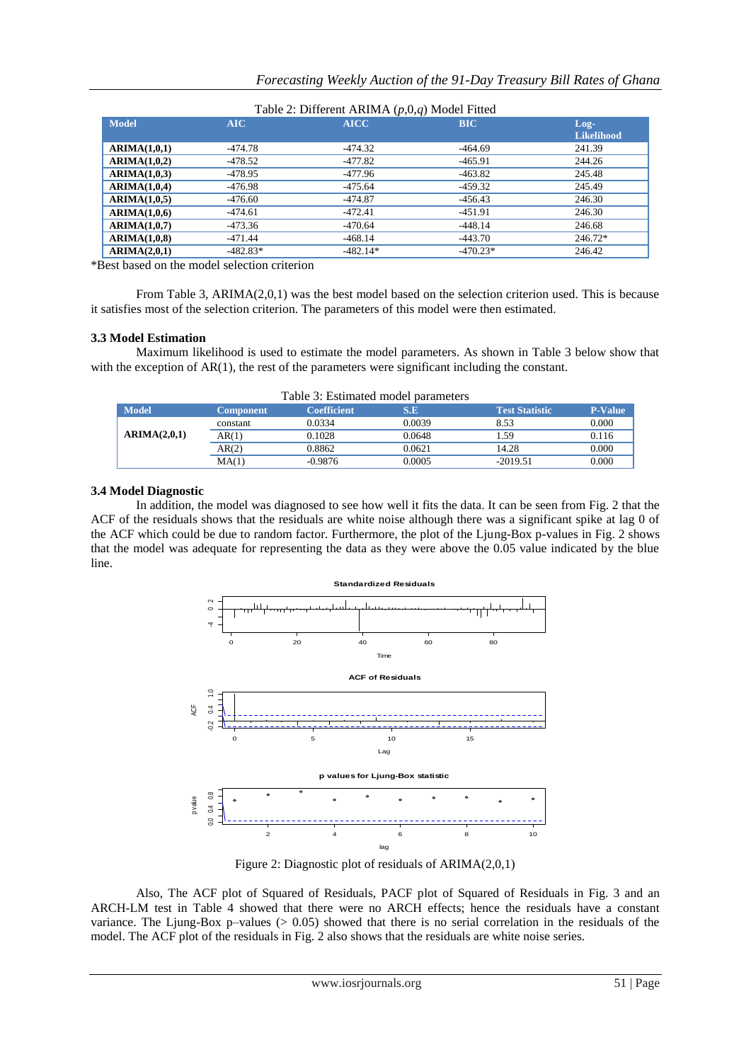Table 2: Different ARIMA ($p$,0,$q$) Model Fitted

| Model | AIC | AICC | BIC | Log-Likelihood |
|---|---|---|---|---|
| **ARIMA(1,0,1)** | -474.78 | -474.32 | -464.69 | 241.39 |
| **ARIMA(1,0,2)** | -478.52 | -477.82 | -465.91 | 244.26 |
| **ARIMA(1,0,3)** | -478.95 | -477.96 | -463.82 | 245.48 |
| **ARIMA(1,0,4)** | -476.98 | -475.64 | -459.32 | 245.49 |
| **ARIMA(1,0,5)** | -476.60 | -474.87 | -456.43 | 246.30 |
| **ARIMA(1,0,6)** | -474.61 | -472.41 | -451.91 | 246.30 |
| **ARIMA(1,0,7)** | -473.36 | -470.64 | -448.14 | 246.68 |
| **ARIMA(1,0,8)** | -471.44 | -468.14 | -443.70 | 246.72* |
| **ARIMA(2,0,1)** | -482.83* | -482.14* | -470.23* | 246.42 |

*Best based on the model selection criterion

From Table 3, ARIMA(2,0,1) was the best model based on the selection criterion used. This is because it satisfies most of the selection criterion. The parameters of this model were then estimated.

### 3.3 Model Estimation

Maximum likelihood is used to estimate the model parameters. As shown in Table 3 below show that with the exception of AR(1), the rest of the parameters were significant including the constant.

Table 3: Estimated model parameters

| Model | Component | Coefficient | S.E | Test Statistic | P-Value |
|---|---|---|---|---|---|
| **ARIMA(2,0,1)** | constant | 0.0334 | 0.0039 | 8.53 | 0.000 |
| | AR(1) | 0.1028 | 0.0648 | 1.59 | 0.116 |
| | AR(2) | 0.8862 | 0.0621 | 14.28 | 0.000 |
| | MA(1) | -0.9876 | 0.0005 | -2019.51 | 0.000 |

### 3.4 Model Diagnostic

In addition, the model was diagnosed to see how well it fits the data. It can be seen from Fig. 2 that the ACF of the residuals shows that the residuals are white noise although there was a significant spike at lag 0 of the ACF which could be due to random factor. Furthermore, the plot of the Ljung-Box p-values in Fig. 2 shows that the model was adequate for representing the data as they were above the 0.05 value indicated by the blue line.

Figure 2: Diagnostic plot of residuals of ARIMA(2,0,1)

Also, The ACF plot of Squared of Residuals, PACF plot of Squared of Residuals in Fig. 3 and an ARCH-LM test in Table 4 showed that there were no ARCH effects; hence the residuals have a constant variance. The Ljung-Box p–values (> 0.05) showed that there is no serial correlation in the residuals of the model. The ACF plot of the residuals in Fig. 2 also shows that the residuals are white noise series.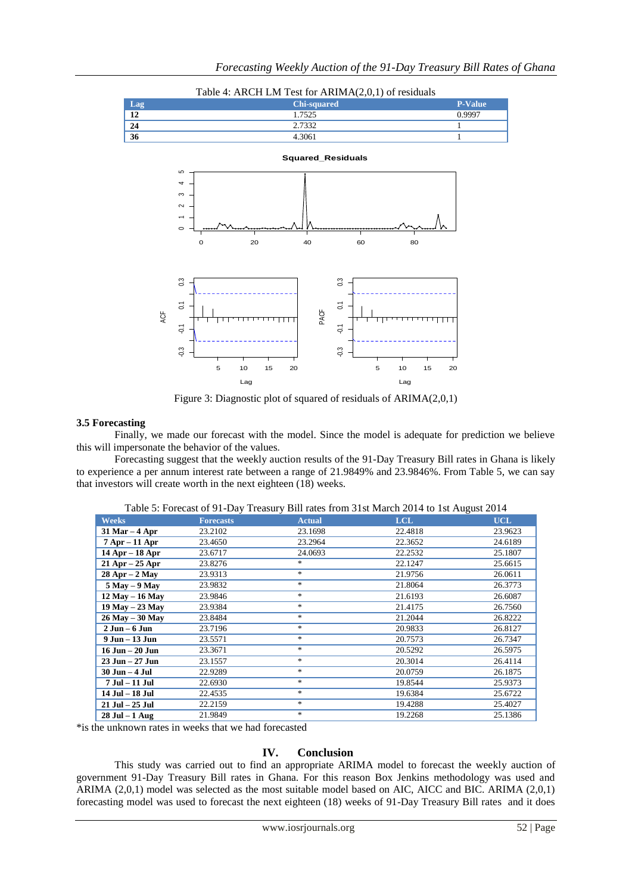Table 4: ARCH LM Test for ARIMA(2,0,1) of residuals

| Lag | Chi-squared | P-Value |
|---|---|---|
| 12 | 1.7525 | 0.9997 |
| 24 | 2.7332 | 1 |
| 36 | 4.3061 | 1 |

Figure 3: Diagnostic plot of squared of residuals of ARIMA(2,0,1)

### 3.5 Forecasting

Finally, we made our forecast with the model. Since the model is adequate for prediction we believe this will impersonate the behavior of the values.

Forecasting suggest that the weekly auction results of the 91-Day Treasury Bill rates in Ghana is likely to experience a per annum interest rate between a range of 21.9849% and 23.9846%. From Table 5, we can say that investors will create worth in the next eighteen (18) weeks.

Table 5: Forecast of 91-Day Treasury Bill rates from 31st March 2014 to 1st August 2014

| Weeks | Forecasts | Actual | LCL | UCL |
|---|---|---|---|---|
| 31 Mar – 4 Apr | 23.2102 | 23.1698 | 22.4818 | 23.9623 |
| 7 Apr – 11 Apr | 23.4650 | 23.2964 | 22.3652 | 24.6189 |
| 14 Apr – 18 Apr | 23.6717 | 24.0693 | 22.2532 | 25.1807 |
| 21 Apr – 25 Apr | 23.8276 | * | 22.1247 | 25.6615 |
| 28 Apr – 2 May | 23.9313 | * | 21.9756 | 26.0611 |
| 5 May – 9 May | 23.9832 | * | 21.8064 | 26.3773 |
| 12 May – 16 May | 23.9846 | * | 21.6193 | 26.6087 |
| 19 May – 23 May | 23.9384 | * | 21.4175 | 26.7560 |
| 26 May – 30 May | 23.8484 | * | 21.2044 | 26.8222 |
| 2 Jun – 6 Jun | 23.7196 | * | 20.9833 | 26.8127 |
| 9 Jun – 13 Jun | 23.5571 | * | 20.7573 | 26.7347 |
| 16 Jun – 20 Jun | 23.3671 | * | 20.5292 | 26.5975 |
| 23 Jun – 27 Jun | 23.1557 | * | 20.3014 | 26.4114 |
| 30 Jun – 4 Jul | 22.9289 | * | 20.0759 | 26.1875 |
| 7 Jul – 11 Jul | 22.6930 | * | 19.8544 | 25.9373 |
| 14 Jul – 18 Jul | 22.4535 | * | 19.6384 | 25.6722 |
| 21 Jul – 25 Jul | 22.2159 | * | 19.4288 | 25.4027 |
| 28 Jul – 1 Aug | 21.9849 | * | 19.2268 | 25.1386 |

*is the unknown rates in weeks that we had forecasted

## IV. Conclusion

This study was carried out to find an appropriate ARIMA model to forecast the weekly auction of government 91-Day Treasury Bill rates in Ghana. For this reason Box Jenkins methodology was used and ARIMA (2,0,1) model was selected as the most suitable model based on AIC, AICC and BIC. ARIMA (2,0,1) forecasting model was used to forecast the next eighteen (18) weeks of 91-Day Treasury Bill rates and it does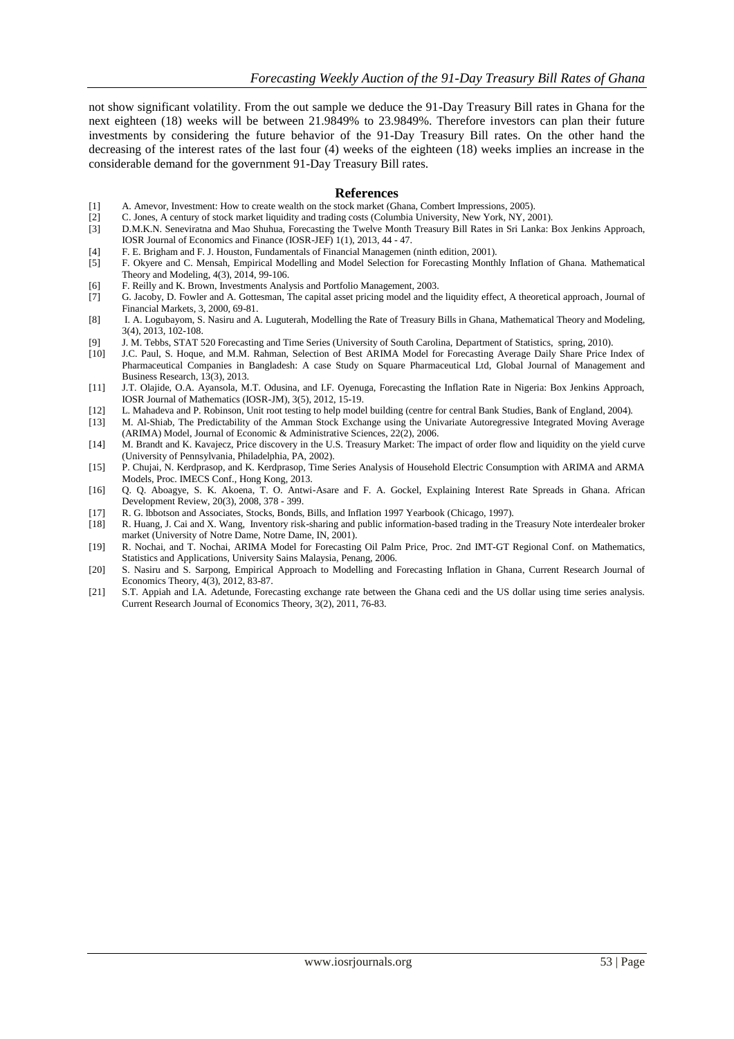not show significant volatility. From the out sample we deduce the 91-Day Treasury Bill rates in Ghana for the next eighteen (18) weeks will be between 21.9849% to 23.9849%. Therefore investors can plan their future investments by considering the future behavior of the 91-Day Treasury Bill rates. On the other hand the decreasing of the interest rates of the last four (4) weeks of the eighteen (18) weeks implies an increase in the considerable demand for the government 91-Day Treasury Bill rates.

## References

[1] A. Amevor, Investment: How to create wealth on the stock market (Ghana, Combert Impressions, 2005).

[2] C. Jones, A century of stock market liquidity and trading costs (Columbia University, New York, NY, 2001).

[3] D.M.K.N. Seneviratna and Mao Shuhua, Forecasting the Twelve Month Treasury Bill Rates in Sri Lanka: Box Jenkins Approach, IOSR Journal of Economics and Finance (IOSR-JEF) 1(1), 2013, 44 - 47.

[4] F. E. Brigham and F. J. Houston, Fundamentals of Financial Managemen (ninth edition, 2001).

[5] F. Okyere and C. Mensah, Empirical Modelling and Model Selection for Forecasting Monthly Inflation of Ghana. Mathematical Theory and Modeling, 4(3), 2014, 99-106.

[6] F. Reilly and K. Brown, Investments Analysis and Portfolio Management, 2003.

[7] G. Jacoby, D. Fowler and A. Gottesman, The capital asset pricing model and the liquidity effect, A theoretical approach, Journal of Financial Markets, 3, 2000, 69-81.

[8] I. A. Logubayom, S. Nasiru and A. Luguterah, Modelling the Rate of Treasury Bills in Ghana, Mathematical Theory and Modeling, 3(4), 2013, 102-108.

[9] J. M. Tebbs, STAT 520 Forecasting and Time Series (University of South Carolina, Department of Statistics, spring, 2010).

[10] J.C. Paul, S. Hoque, and M.M. Rahman, Selection of Best ARIMA Model for Forecasting Average Daily Share Price Index of Pharmaceutical Companies in Bangladesh: A case Study on Square Pharmaceutical Ltd, Global Journal of Management and Business Research, 13(3), 2013.

[11] J.T. Olajide, O.A. Ayansola, M.T. Odusina, and I.F. Oyenuga, Forecasting the Inflation Rate in Nigeria: Box Jenkins Approach, IOSR Journal of Mathematics (IOSR-JM), 3(5), 2012, 15-19.

[12] L. Mahadeva and P. Robinson, Unit root testing to help model building (centre for central Bank Studies, Bank of England, 2004).

[13] M. Al-Shiab, The Predictability of the Amman Stock Exchange using the Univariate Autoregressive Integrated Moving Average (ARIMA) Model, Journal of Economic & Administrative Sciences, 22(2), 2006.

[14] M. Brandt and K. Kavajecz, Price discovery in the U.S. Treasury Market: The impact of order flow and liquidity on the yield curve (University of Pennsylvania, Philadelphia, PA, 2002).

[15] P. Chujai, N. Kerdprasop, and K. Kerdprasop, Time Series Analysis of Household Electric Consumption with ARIMA and ARMA Models, Proc. IMECS Conf., Hong Kong, 2013.

[16] Q. Q. Aboagye, S. K. Akoena, T. O. Antwi-Asare and F. A. Gockel, Explaining Interest Rate Spreads in Ghana. African Development Review, 20(3), 2008, 378 - 399.

[17] R. G. lbbotson and Associates, Stocks, Bonds, Bills, and Inflation 1997 Yearbook (Chicago, 1997).

[18] R. Huang, J. Cai and X. Wang, Inventory risk-sharing and public information-based trading in the Treasury Note interdealer broker market (University of Notre Dame, Notre Dame, IN, 2001).

[19] R. Nochai, and T. Nochai, ARIMA Model for Forecasting Oil Palm Price, Proc. 2nd IMT-GT Regional Conf. on Mathematics, Statistics and Applications, University Sains Malaysia, Penang, 2006.

[20] S. Nasiru and S. Sarpong, Empirical Approach to Modelling and Forecasting Inflation in Ghana, Current Research Journal of Economics Theory, 4(3), 2012, 83-87.

[21] S.T. Appiah and I.A. Adetunde, Forecasting exchange rate between the Ghana cedi and the US dollar using time series analysis. Current Research Journal of Economics Theory, 3(2), 2011, 76-83.